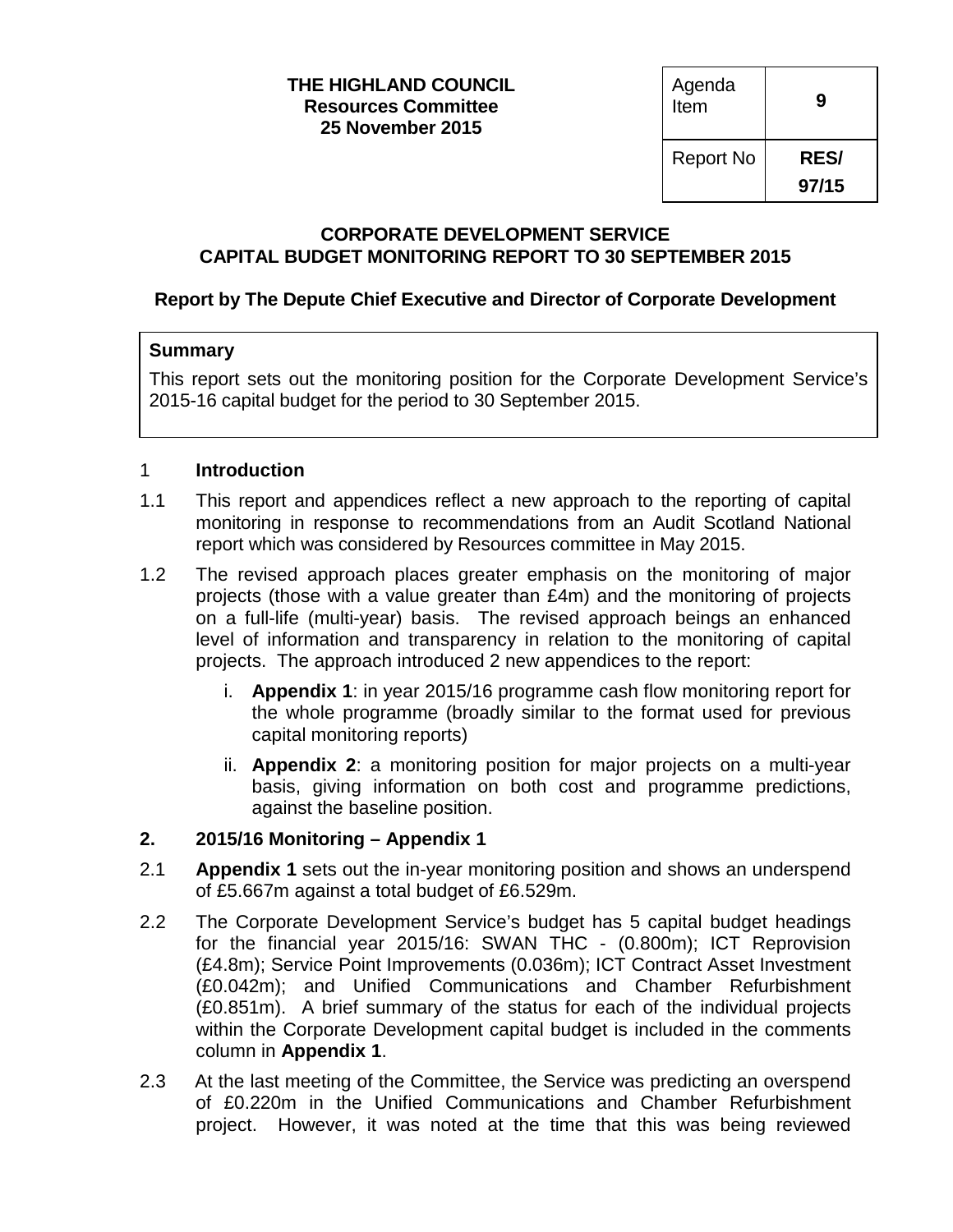**THE HIGHLAND COUNCIL**
**Resources Committee**
**25 November 2015**

| Agenda Item | **9** |
|---|---|
| Report No | **RES/ 97/15** |

## CORPORATE DEVELOPMENT SERVICE
## CAPITAL BUDGET MONITORING REPORT TO 30 SEPTEMBER 2015

### Report by The Depute Chief Executive and Director of Corporate Development

**Summary**

This report sets out the monitoring position for the Corporate Development Service's 2015-16 capital budget for the period to 30 September 2015.

## 1 Introduction

1.1 This report and appendices reflect a new approach to the reporting of capital monitoring in response to recommendations from an Audit Scotland National report which was considered by Resources committee in May 2015.

1.2 The revised approach places greater emphasis on the monitoring of major projects (those with a value greater than £4m) and the monitoring of projects on a full-life (multi-year) basis. The revised approach beings an enhanced level of information and transparency in relation to the monitoring of capital projects. The approach introduced 2 new appendices to the report:

i. **Appendix 1**: in year 2015/16 programme cash flow monitoring report for the whole programme (broadly similar to the format used for previous capital monitoring reports)

ii. **Appendix 2**: a monitoring position for major projects on a multi-year basis, giving information on both cost and programme predictions, against the baseline position.

## 2. 2015/16 Monitoring – Appendix 1

2.1 **Appendix 1** sets out the in-year monitoring position and shows an underspend of £5.667m against a total budget of £6.529m.

2.2 The Corporate Development Service's budget has 5 capital budget headings for the financial year 2015/16: SWAN THC - (0.800m); ICT Reprovision (£4.8m); Service Point Improvements (0.036m); ICT Contract Asset Investment (£0.042m); and Unified Communications and Chamber Refurbishment (£0.851m). A brief summary of the status for each of the individual projects within the Corporate Development capital budget is included in the comments column in **Appendix 1**.

2.3 At the last meeting of the Committee, the Service was predicting an overspend of £0.220m in the Unified Communications and Chamber Refurbishment project. However, it was noted at the time that this was being reviewed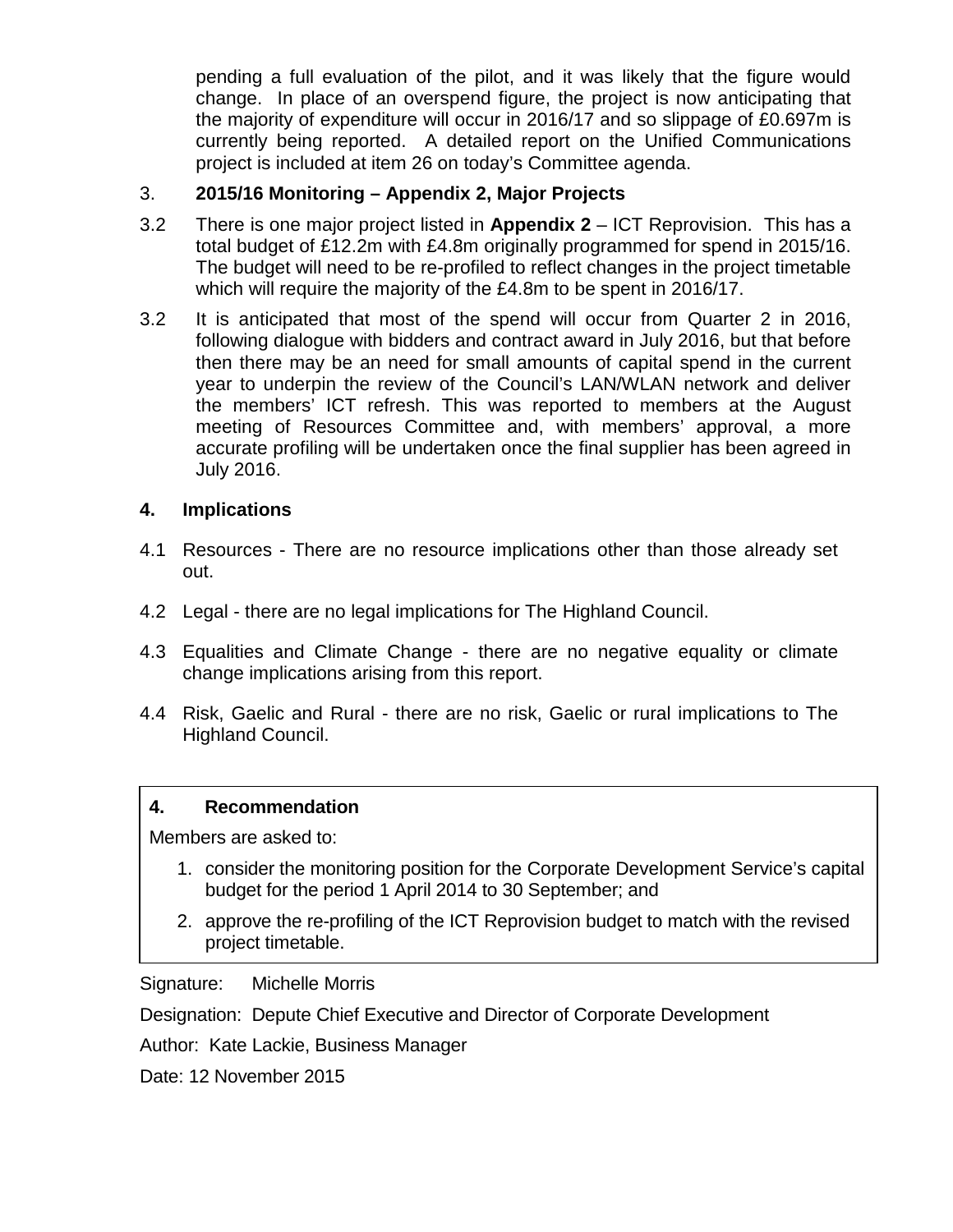pending a full evaluation of the pilot, and it was likely that the figure would change. In place of an overspend figure, the project is now anticipating that the majority of expenditure will occur in 2016/17 and so slippage of £0.697m is currently being reported. A detailed report on the Unified Communications project is included at item 26 on today's Committee agenda.

3. **2015/16 Monitoring – Appendix 2, Major Projects**

3.2 There is one major project listed in **Appendix 2** – ICT Reprovision. This has a total budget of £12.2m with £4.8m originally programmed for spend in 2015/16. The budget will need to be re-profiled to reflect changes in the project timetable which will require the majority of the £4.8m to be spent in 2016/17.

3.2 It is anticipated that most of the spend will occur from Quarter 2 in 2016, following dialogue with bidders and contract award in July 2016, but that before then there may be an need for small amounts of capital spend in the current year to underpin the review of the Council's LAN/WLAN network and deliver the members' ICT refresh. This was reported to members at the August meeting of Resources Committee and, with members' approval, a more accurate profiling will be undertaken once the final supplier has been agreed in July 2016.

## 4. Implications

4.1 Resources - There are no resource implications other than those already set out.

4.2 Legal - there are no legal implications for The Highland Council.

4.3 Equalities and Climate Change - there are no negative equality or climate change implications arising from this report.

4.4 Risk, Gaelic and Rural - there are no risk, Gaelic or rural implications to The Highland Council.

## 4. Recommendation

Members are asked to:

1. consider the monitoring position for the Corporate Development Service's capital budget for the period 1 April 2014 to 30 September; and
2. approve the re-profiling of the ICT Reprovision budget to match with the revised project timetable.

Signature: Michelle Morris

Designation: Depute Chief Executive and Director of Corporate Development

Author: Kate Lackie, Business Manager

Date: 12 November 2015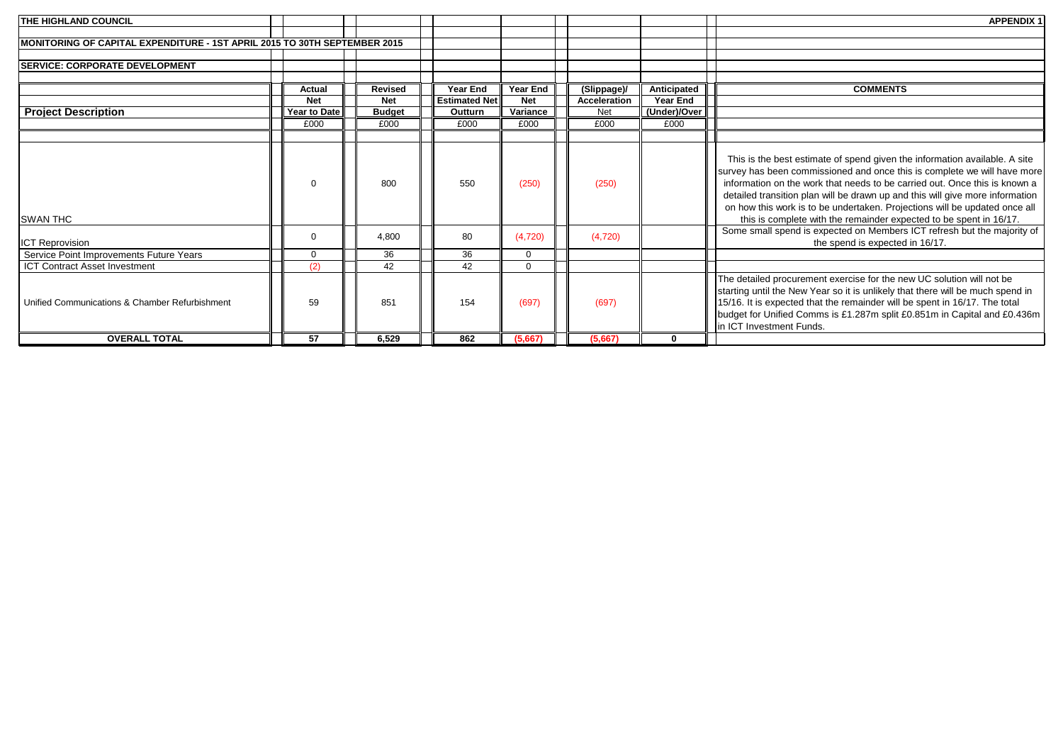**THE HIGHLAND COUNCIL** | **APPENDIX 1**

**MONITORING OF CAPITAL EXPENDITURE - 1ST APRIL 2015 TO 30TH SEPTEMBER 2015**

**SERVICE: CORPORATE DEVELOPMENT**

| Project Description | Actual Net Year to Date | Revised Net Budget | Year End Estimated Net Outturn | Year End Net Variance | (Slippage)/ Acceleration Net | Anticipated Year End (Under)/Over | COMMENTS |
|---|---|---|---|---|---|---|---|
| | £000 | £000 | £000 | £000 | £000 | £000 | |
| SWAN THC | 0 | 800 | 550 | (250) | (250) | | This is the best estimate of spend given the information available. A site survey has been commissioned and once this is complete we will have more information on the work that needs to be carried out. Once this is known a detailed transition plan will be drawn up and this will give more information on how this work is to be undertaken. Projections will be updated once all this is complete with the remainder expected to be spent in 16/17. |
| ICT Reprovision | 0 | 4,800 | 80 | (4,720) | (4,720) | | Some small spend is expected on Members ICT refresh but the majority of the spend is expected in 16/17. |
| Service Point Improvements Future Years | 0 | 36 | 36 | 0 | | | |
| ICT Contract Asset Investment | (2) | 42 | 42 | 0 | | | |
| Unified Communications & Chamber Refurbishment | 59 | 851 | 154 | (697) | (697) | | The detailed procurement exercise for the new UC solution will not be starting until the New Year so it is unlikely that there will be much spend in 15/16. It is expected that the remainder will be spent in 16/17. The total budget for Unified Comms is £1.287m split £0.851m in Capital and £0.436m in ICT Investment Funds. |
| **OVERALL TOTAL** | **57** | **6,529** | **862** | **(5,667)** | **(5,667)** | **0** | |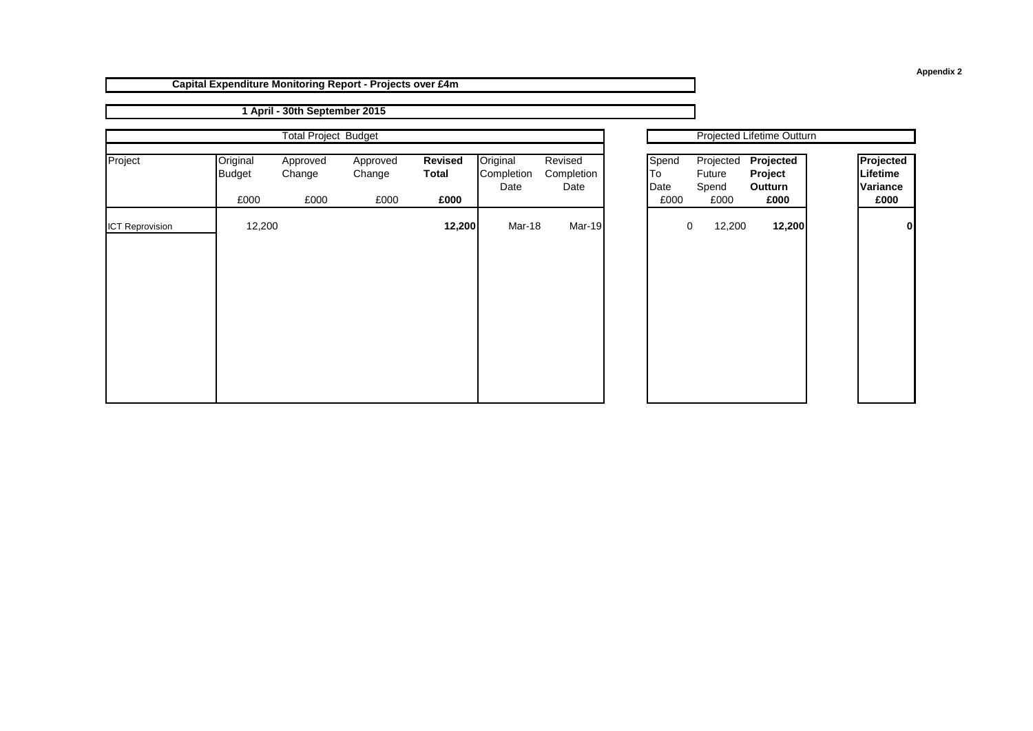Appendix 2

**Capital Expenditure Monitoring Report - Projects over £4m**

**1 April - 30th September 2015**

| Total Project Budget | | | | | | | Projected Lifetime Outturn | | | |
|---|---|---|---|---|---|---|---|---|---|---|
| Project | Original Budget £000 | Approved Change £000 | Approved Change £000 | **Revised Total £000** | Original Completion Date | Revised Completion Date | Spend To Date £000 | Projected Future Spend £000 | **Projected Project Outturn £000** | **Projected Lifetime Variance £000** |
| ICT Reprovision | 12,200 | | | **12,200** | Mar-18 | Mar-19 | 0 | 12,200 | **12,200** | **0** |